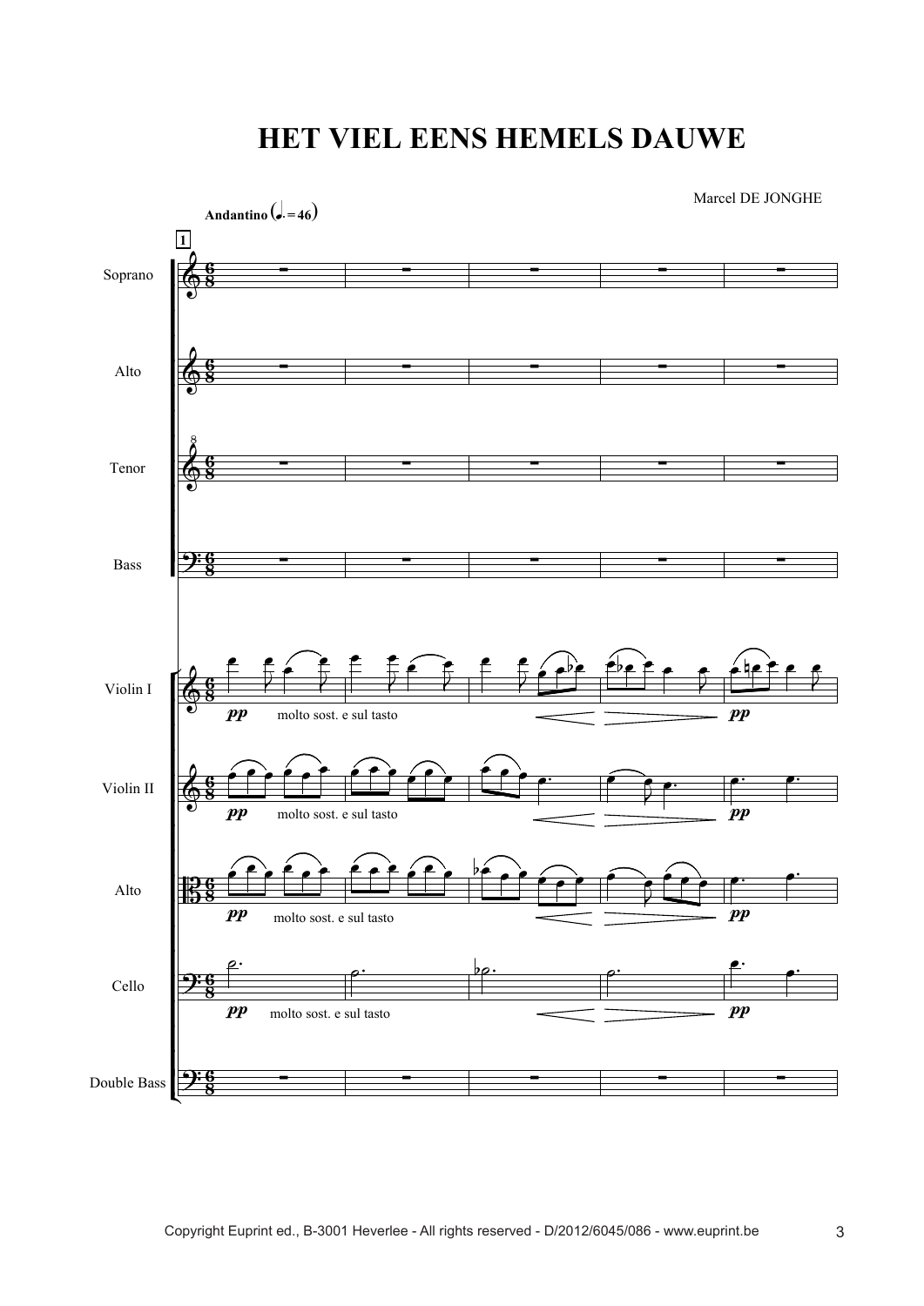# HET VIEL EENS HEMELS DAUWE

Marcel DE JONGHE

**Andantino** (♩. = 46)

Soprano

Alto

Tenor

Bass

Violin I

Violin II

Alto

Cello

Double Bass

*pp* molto sost. e sul tasto

*pp*

Copyright Euprint ed., B-3001 Heverlee - All rights reserved - D/2012/6045/086 - www.euprint.be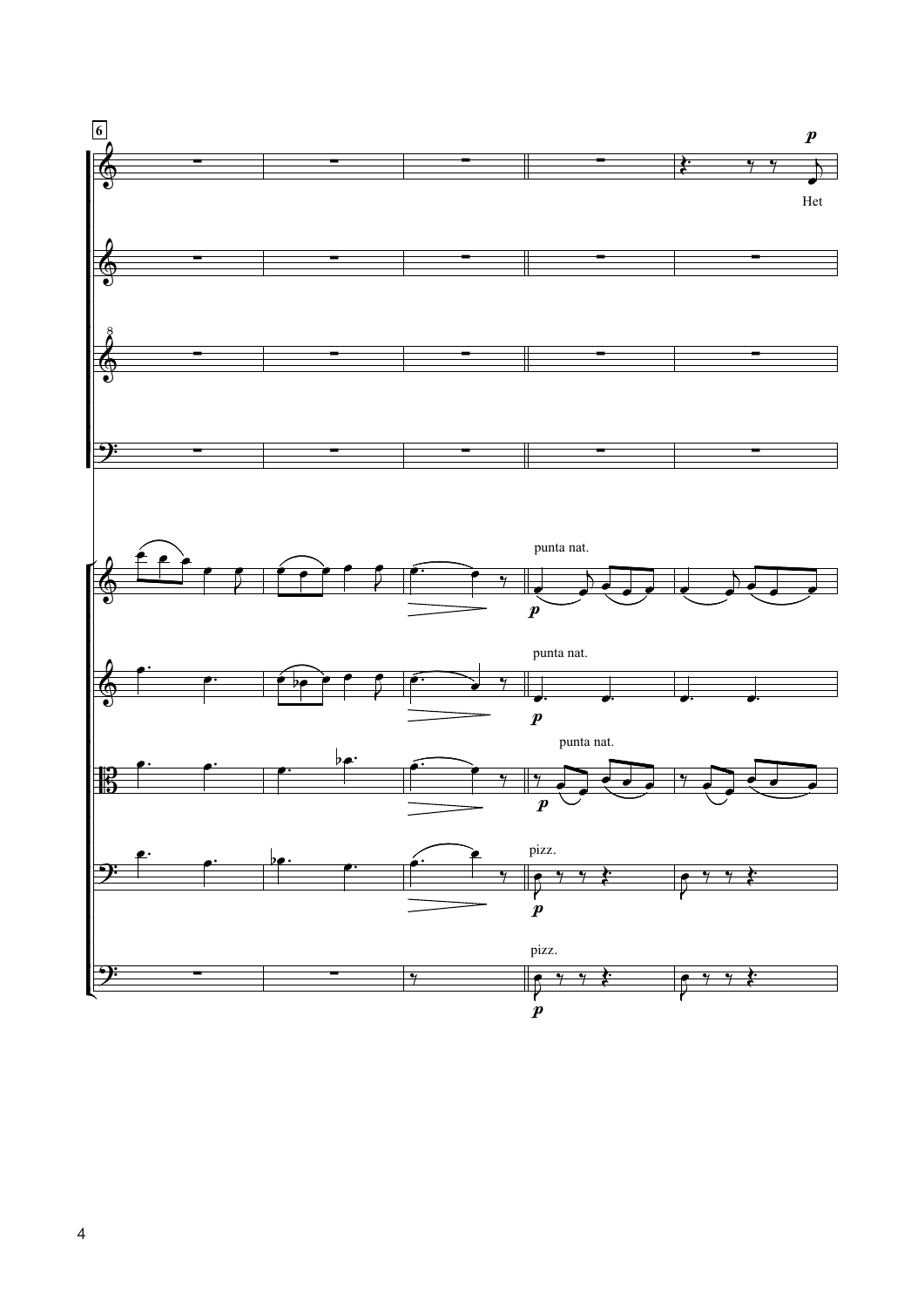6

*p*

Het

punta nat.

*p*

punta nat.

*p*

punta nat.

*p*

pizz.

*p*

pizz.

*p*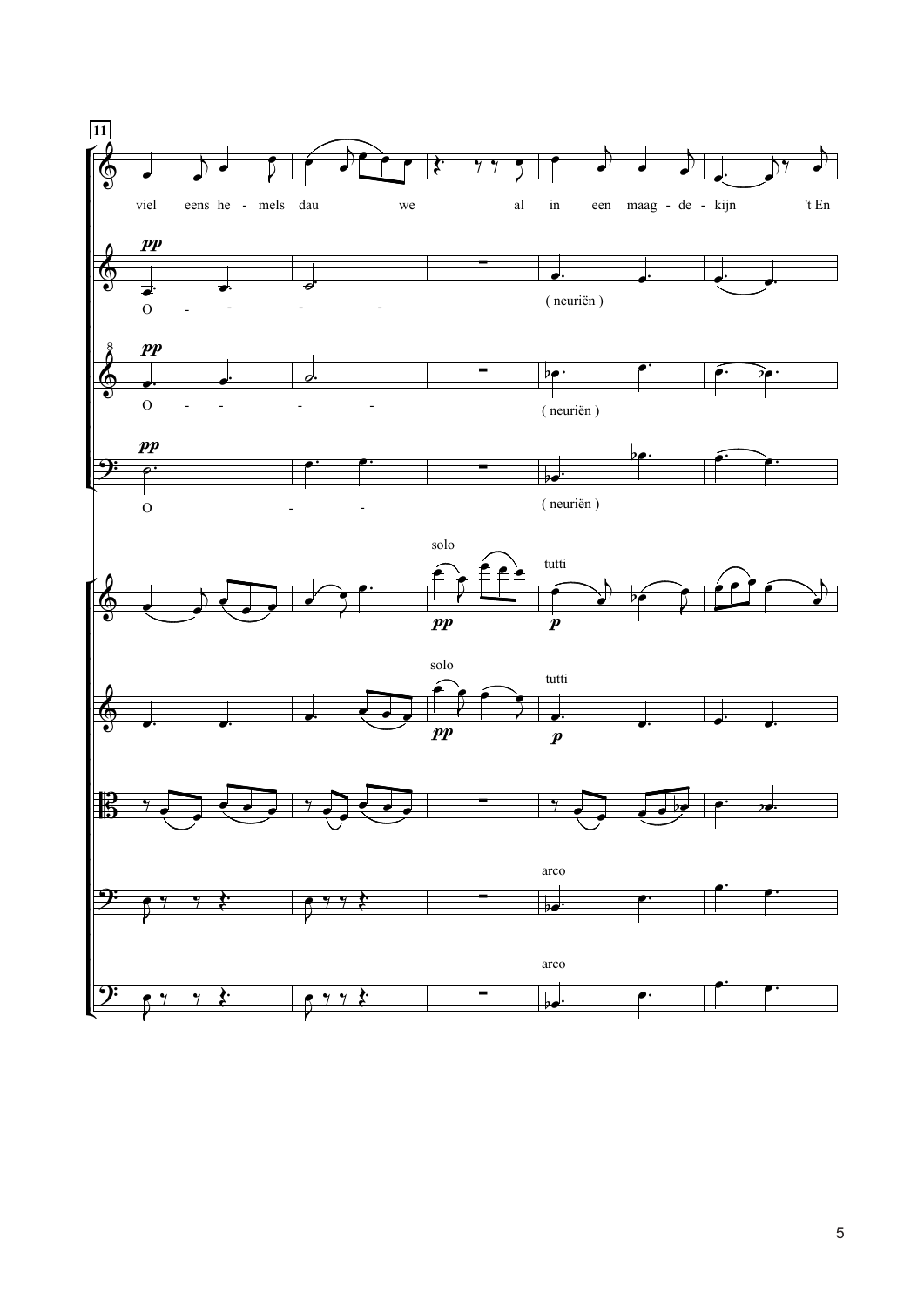11

viel eens he - mels dau we al in een maag - de - kijn 't En

*pp*

O - - - -

( neuriën )

*pp*

O - - - -

( neuriën )

*pp*

O - -

( neuriën )

solo

tutti

*pp*

*p*

solo

tutti

*pp*

*p*

arco

arco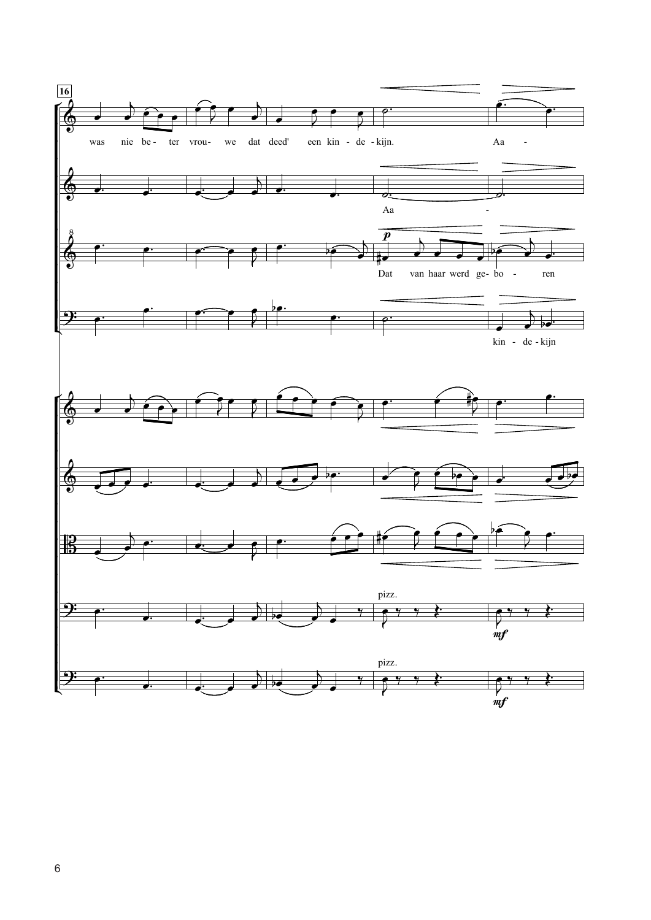16

was nie be - ter vrou- we dat deed' een kin - de - kijn. Aa -

Aa -

*p*

Dat van haar werd ge- bo - ren

kin - de - kijn

pizz.

*mf*

pizz.

*mf*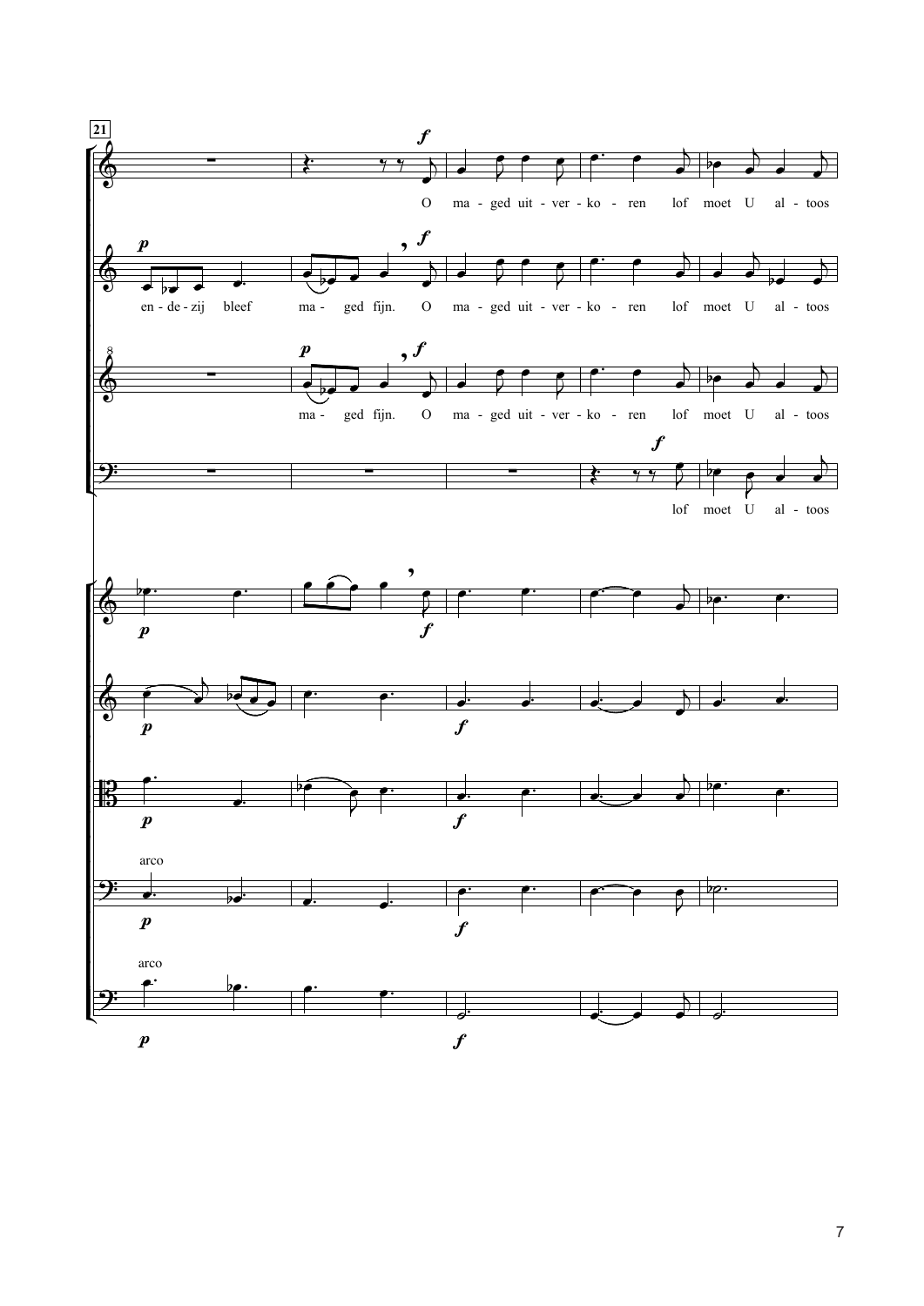21

O ma - ged uit - ver - ko - ren lof moet U al - toos

en - de - zij bleef ma - ged fijn. O ma - ged uit - ver - ko - ren lof moet U al - toos

ma - ged fijn. O ma - ged uit - ver - ko - ren lof moet U al - toos

lof moet U al - toos

arco

arco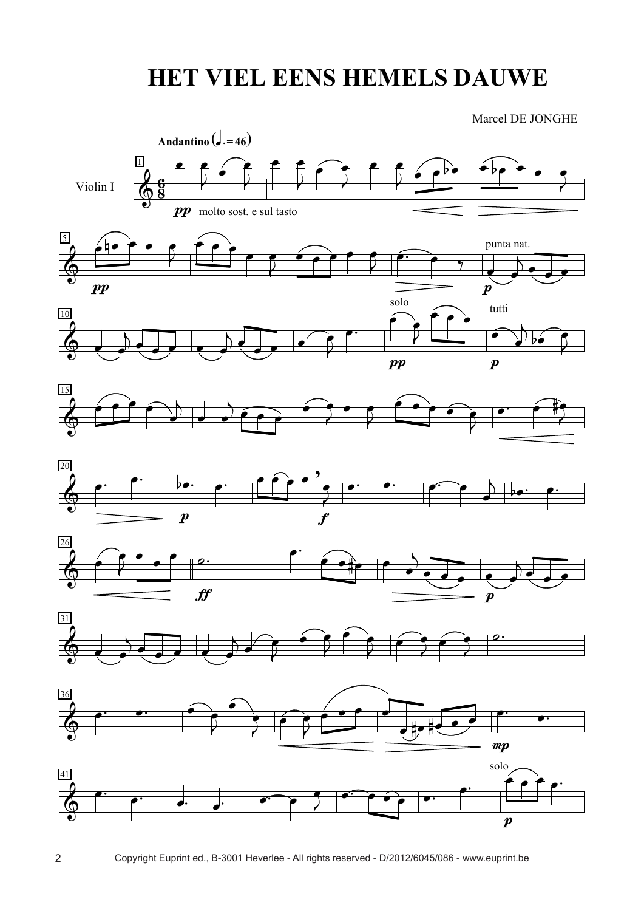# HET VIEL EENS HEMELS DAUWE

Marcel DE JONGHE

**Andantino** (♩. = 46)

Violin I

*pp* molto sost. e sul tasto

*pp*

punta nat.

*p*

solo

*pp*

tutti

*p*

*p*

*f*

*ff*

*p*

*mp*

solo

*p*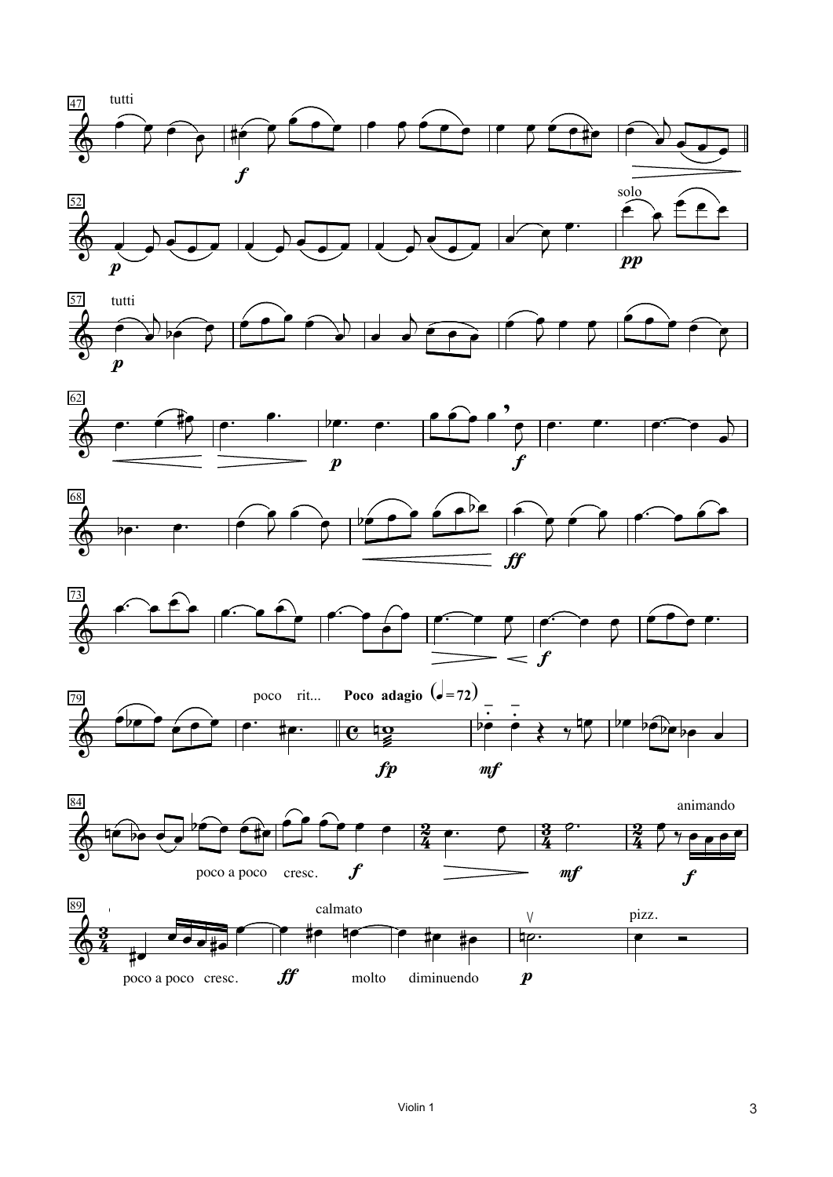tutti

*f*

solo

*p*

*pp*

tutti

*p*

*p*

*f*

*ff*

*f*

poco rit... **Poco adagio** ($♩ = 72$)

*fp* *mf*

poco a poco cresc. *f* *mf*

animando

*f*

poco a poco cresc. *ff*

calmato

molto diminuendo *p*

pizz.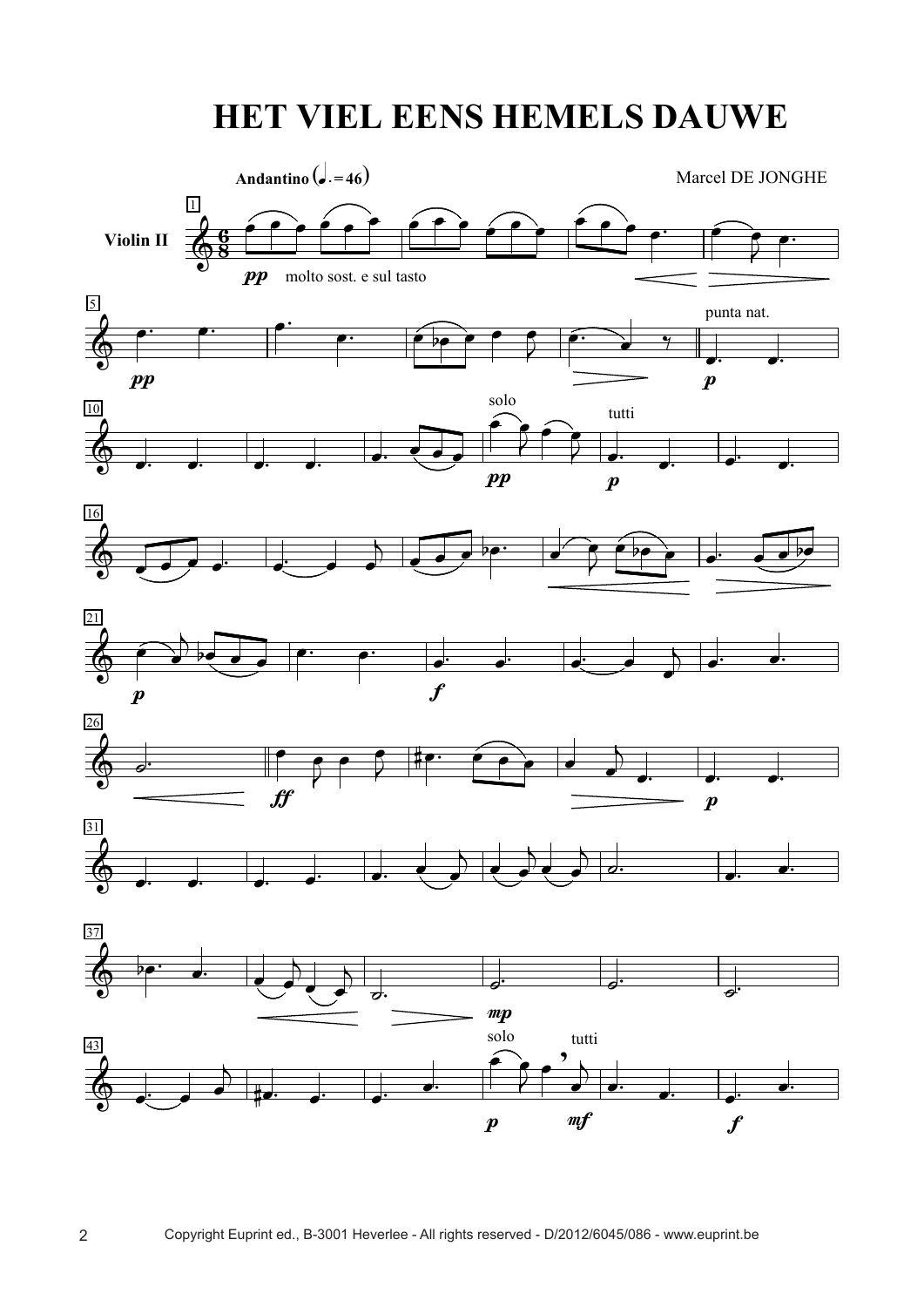# HET VIEL EENS HEMELS DAUWE

Andantino (♩. = 46)

Marcel DE JONGHE

Violin II

pp molto sost. e sul tasto

punta nat.

solo

tutti

Copyright Euprint ed., B-3001 Heverlee - All rights reserved - D/2012/6045/086 - www.euprint.be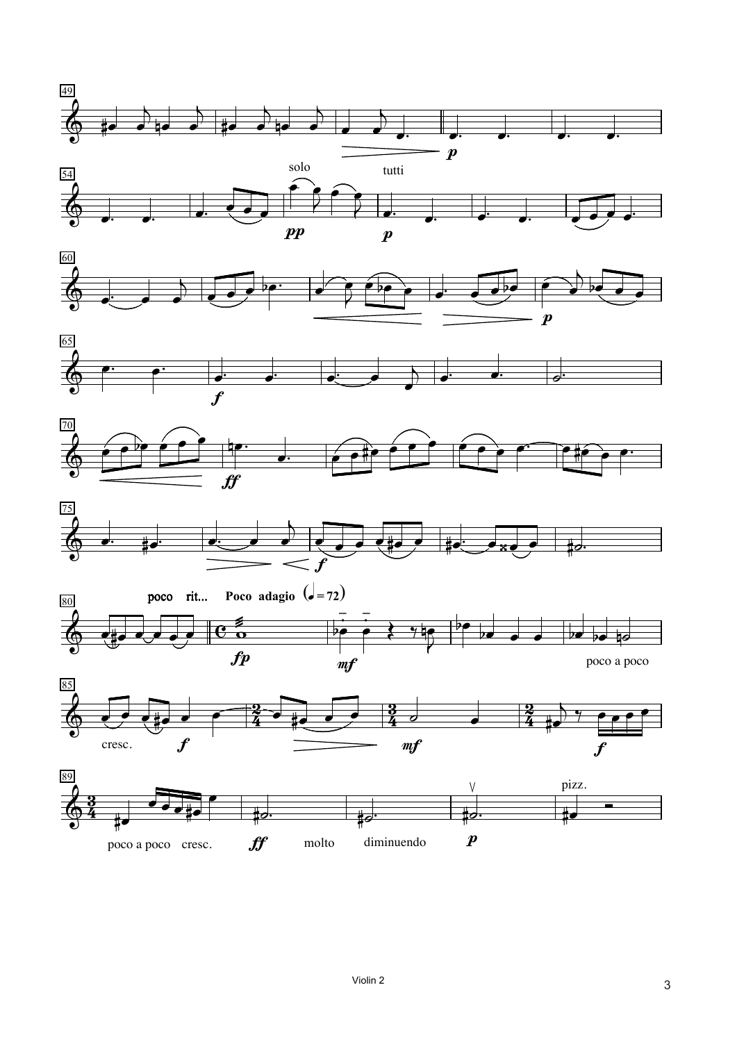49

54

solo tutti

60

65

70

75

80

poco rit... **Poco adagio** (♩ = 72)

poco a poco

85

cresc.

89

pizz.

poco a poco cresc. molto diminuendo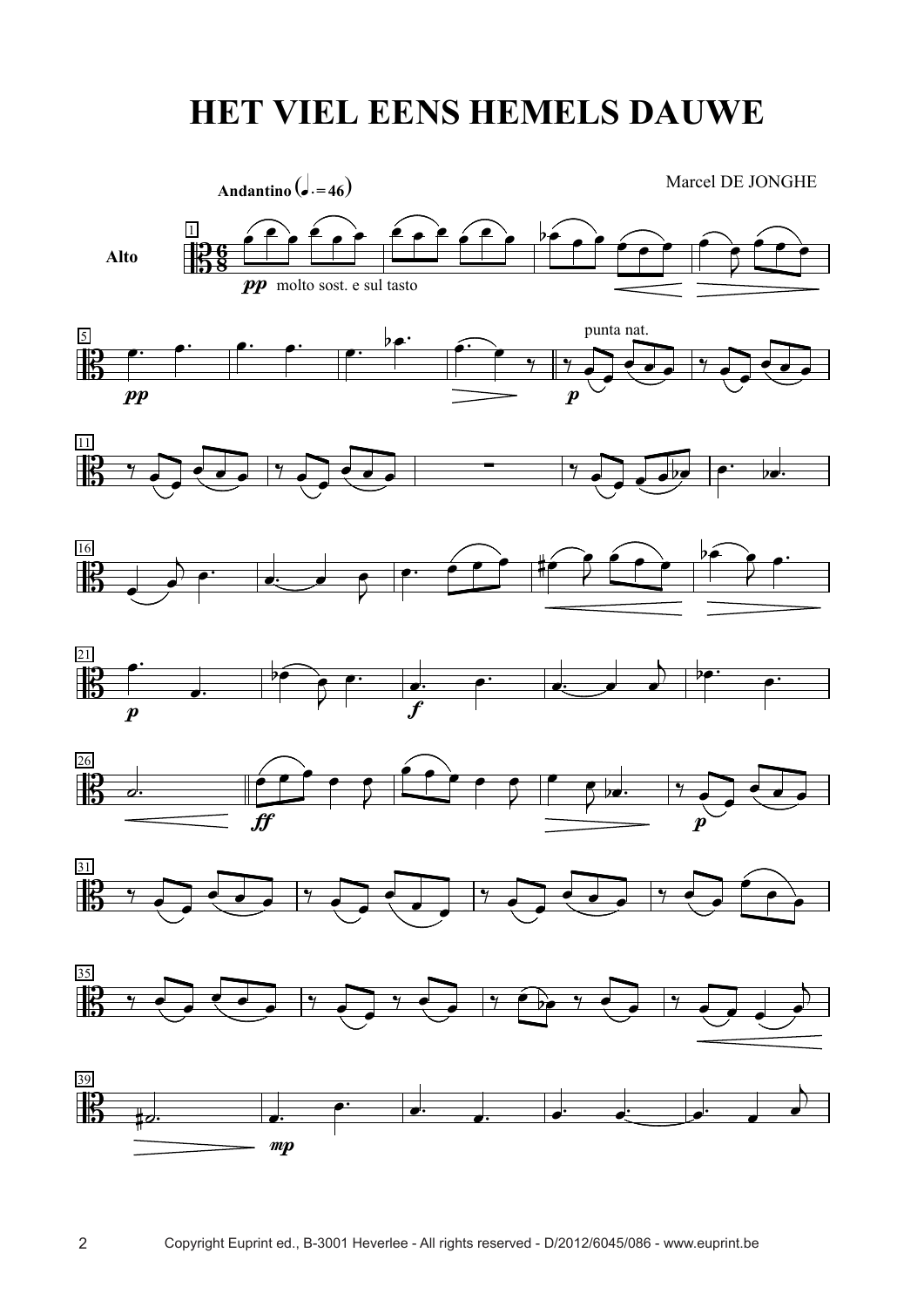# HET VIEL EENS HEMELS DAUWE

Marcel DE JONGHE

Andantino (♩. = 46)

Alto

*pp* molto sost. e sul tasto

*pp*

punta nat.

*p*

*p*

*f*

*ff*

*p*

*mp*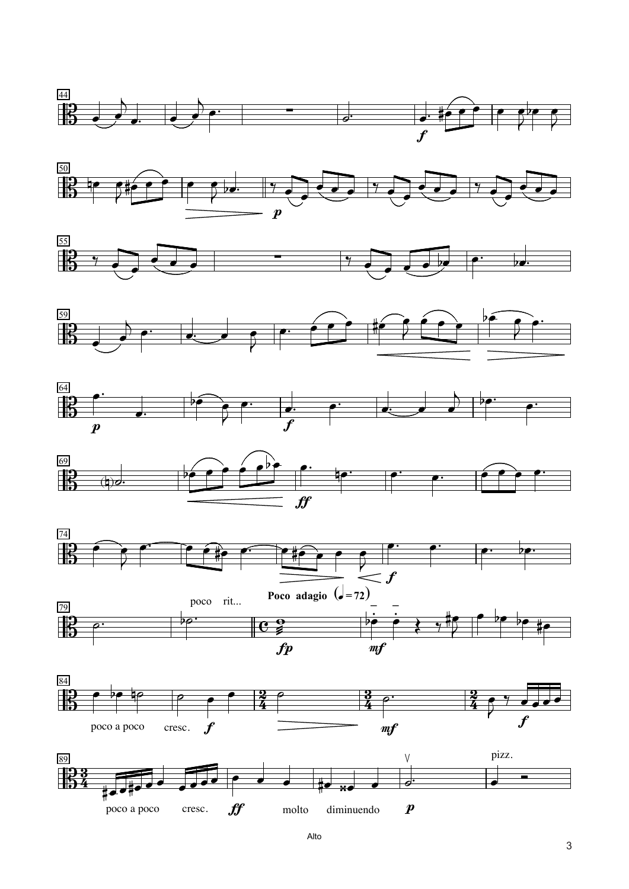poco rit...

**Poco adagio** (𝅗𝅥 = 72)

poco a poco cresc.

poco a poco cresc.

molto diminuendo

pizz.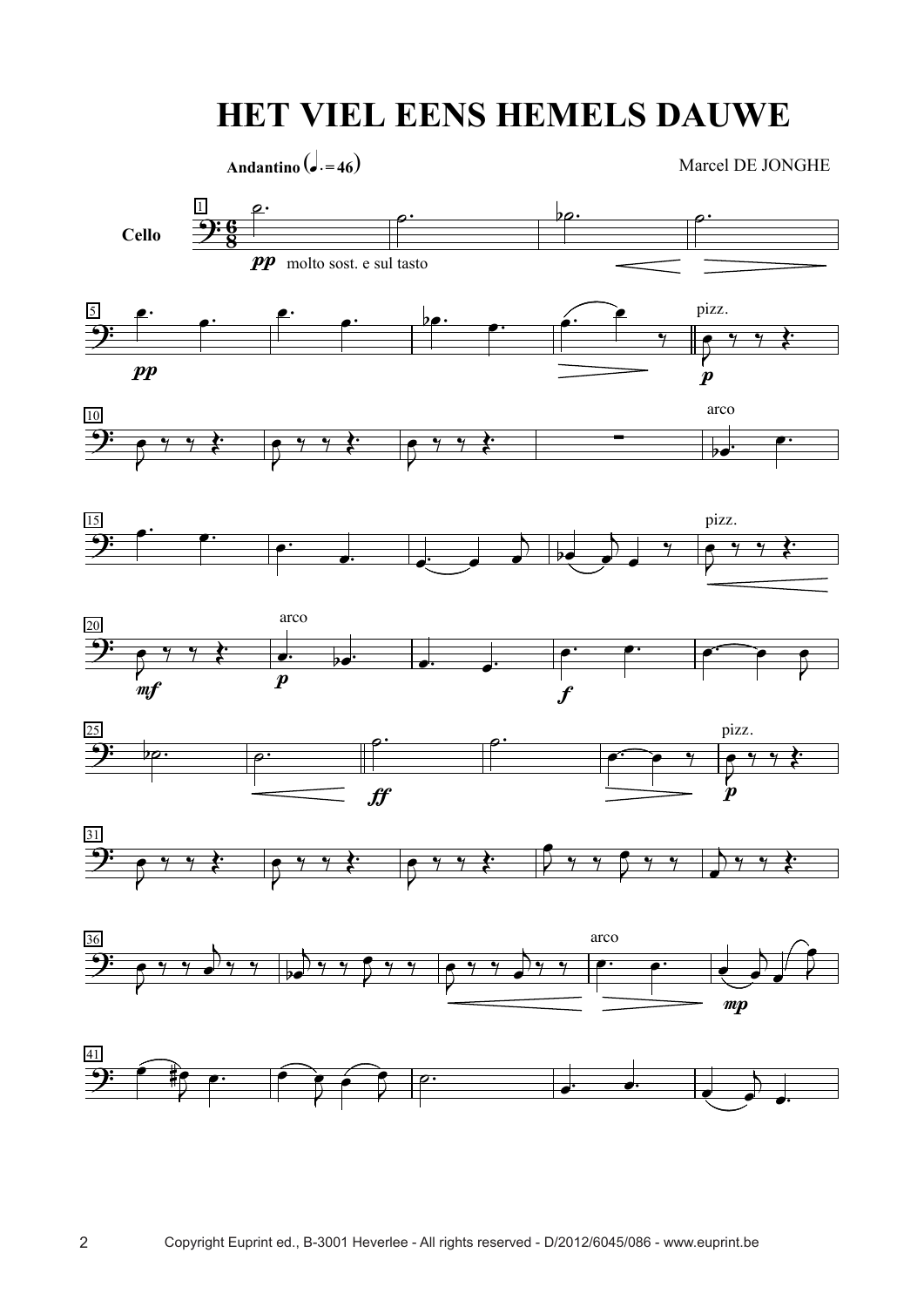# HET VIEL EENS HEMELS DAUWE

Andantino (♩. = 46)

Marcel DE JONGHE

Cello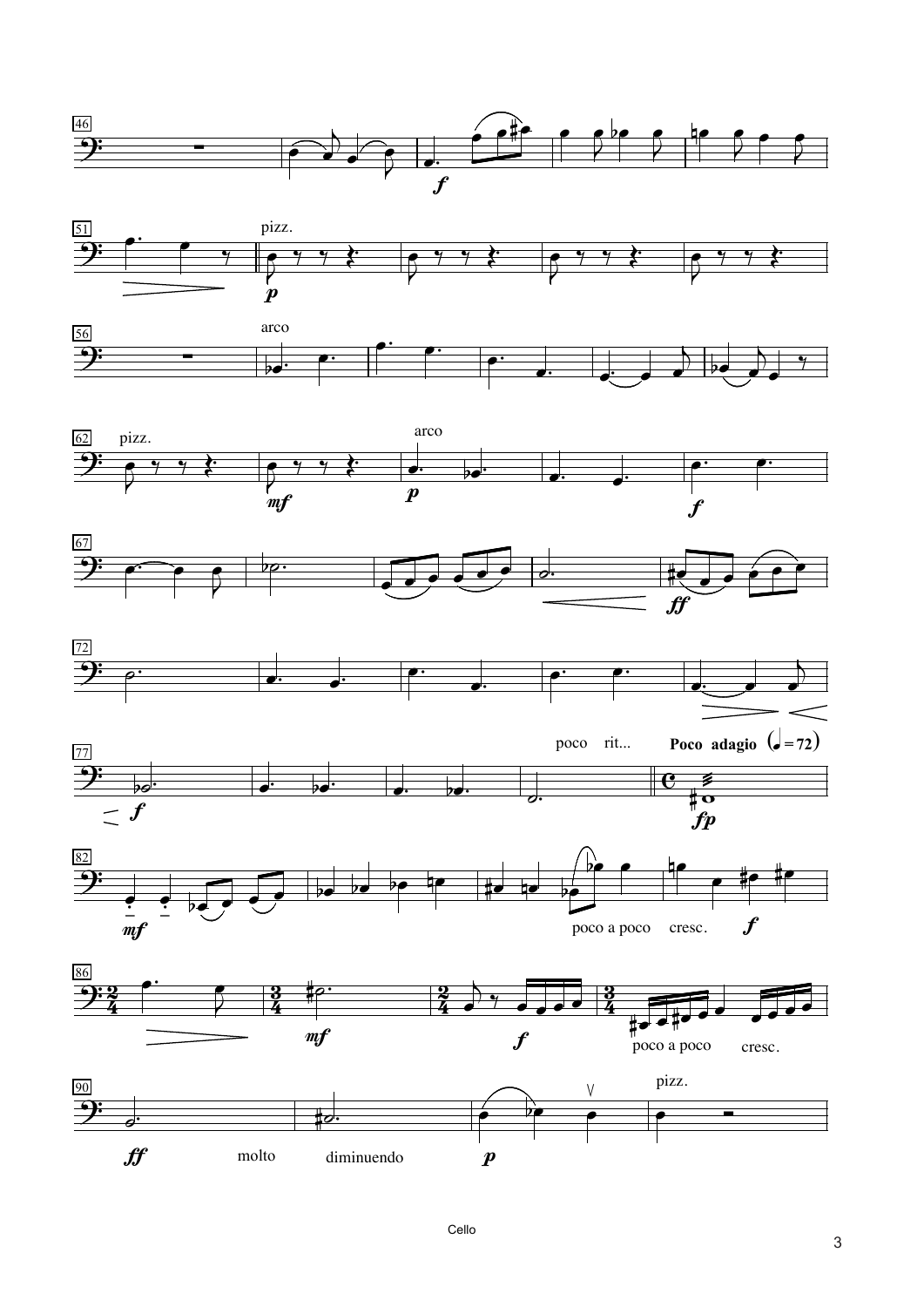pizz.

arco

pizz.

arco

poco rit...

**Poco adagio** (♩ = 72)

poco a poco cresc.

poco a poco cresc.

molto diminuendo

pizz.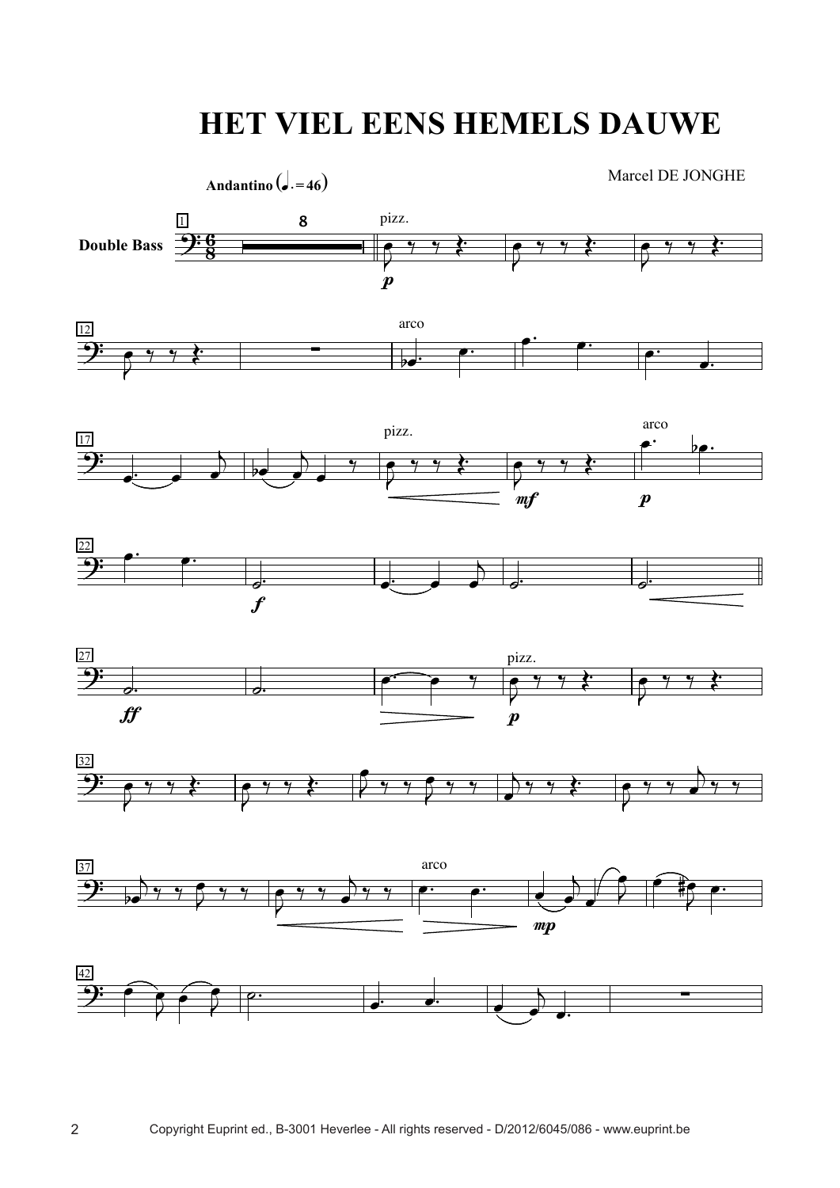# HET VIEL EENS HEMELS DAUWE

**Andantino** (♩. = 46)

Marcel DE JONGHE

Double Bass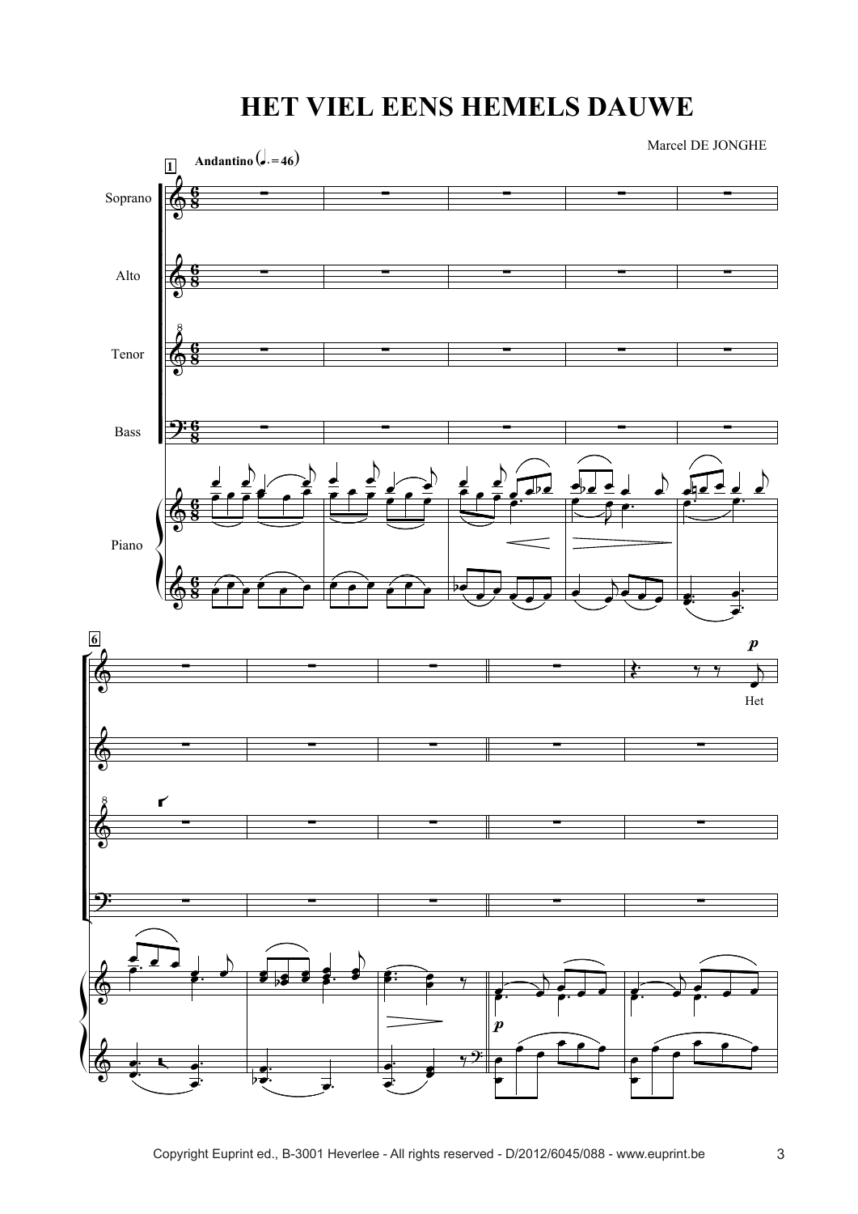# HET VIEL EENS HEMELS DAUWE

Marcel DE JONGHE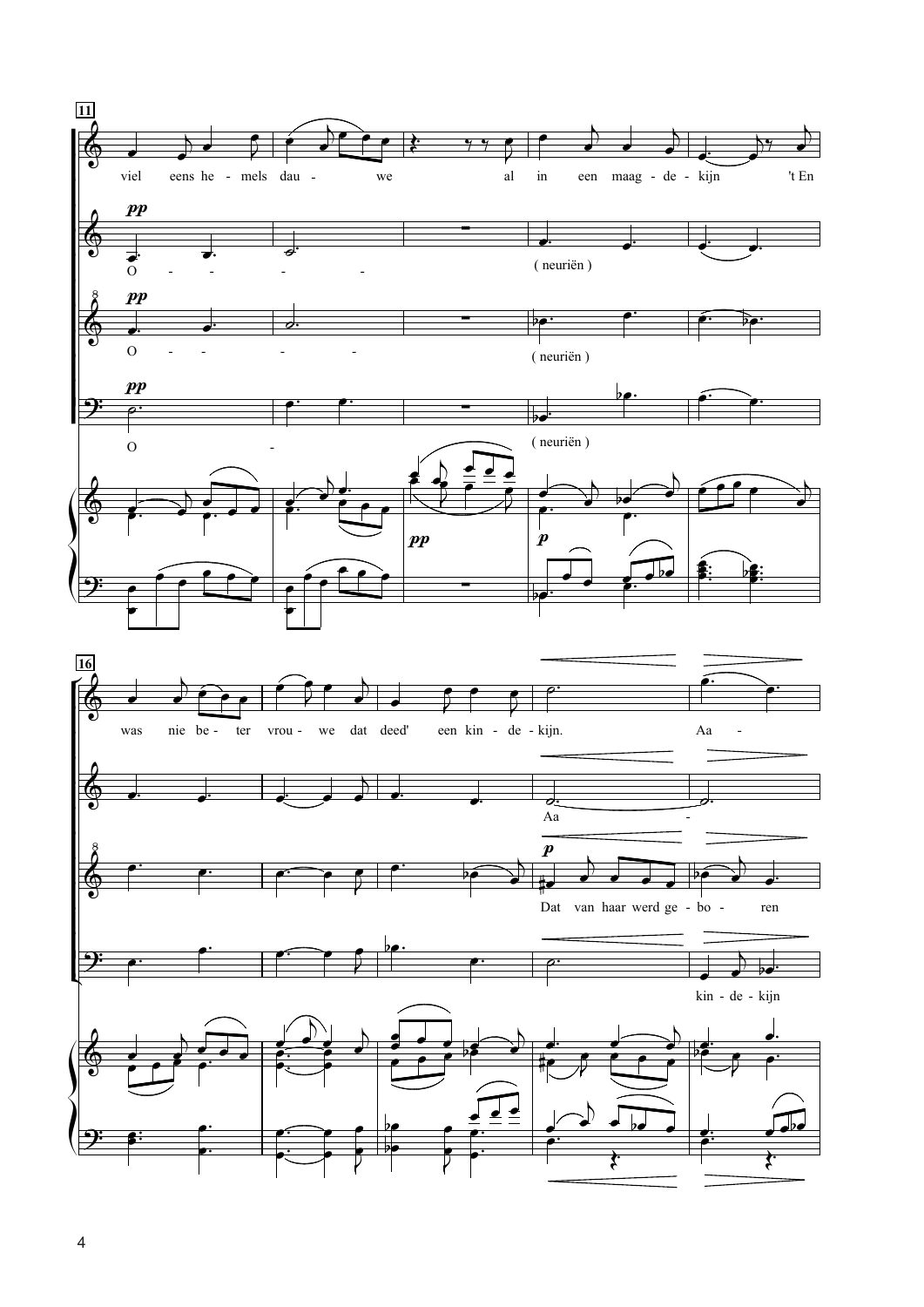**11**

viel eens he - mels dau - we al in een maag - de - kijn 't En

*pp*
O - - - - - ( neuriën )

*pp*
O - - - - - ( neuriën )

*pp*
O - ( neuriën )

*pp* *p*

**16**

was nie be - ter vrou - we dat deed' een kin - de - kijn. Aa -

Aa -

*p*
Dat van haar werd ge - bo - ren

kin - de - kijn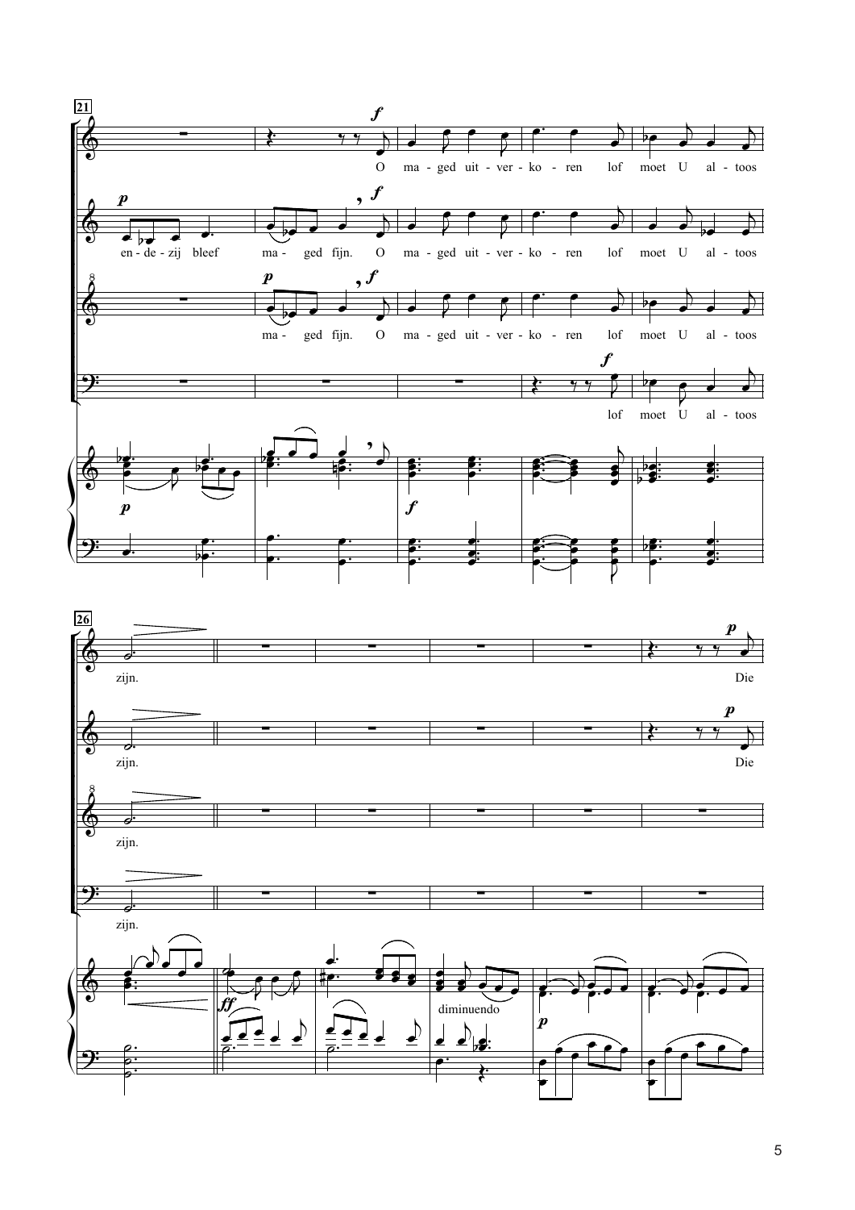21

O ma - ged uit - ver - ko - ren lof moet U al - toos

en - de - zij bleef ma - ged fijn. O ma - ged uit - ver - ko - ren lof moet U al - toos

ma - ged fijn. O ma - ged uit - ver - ko - ren lof moet U al - toos

lof moet U al - toos

26

zijn. Die

zijn. Die

zijn.

zijn.

diminuendo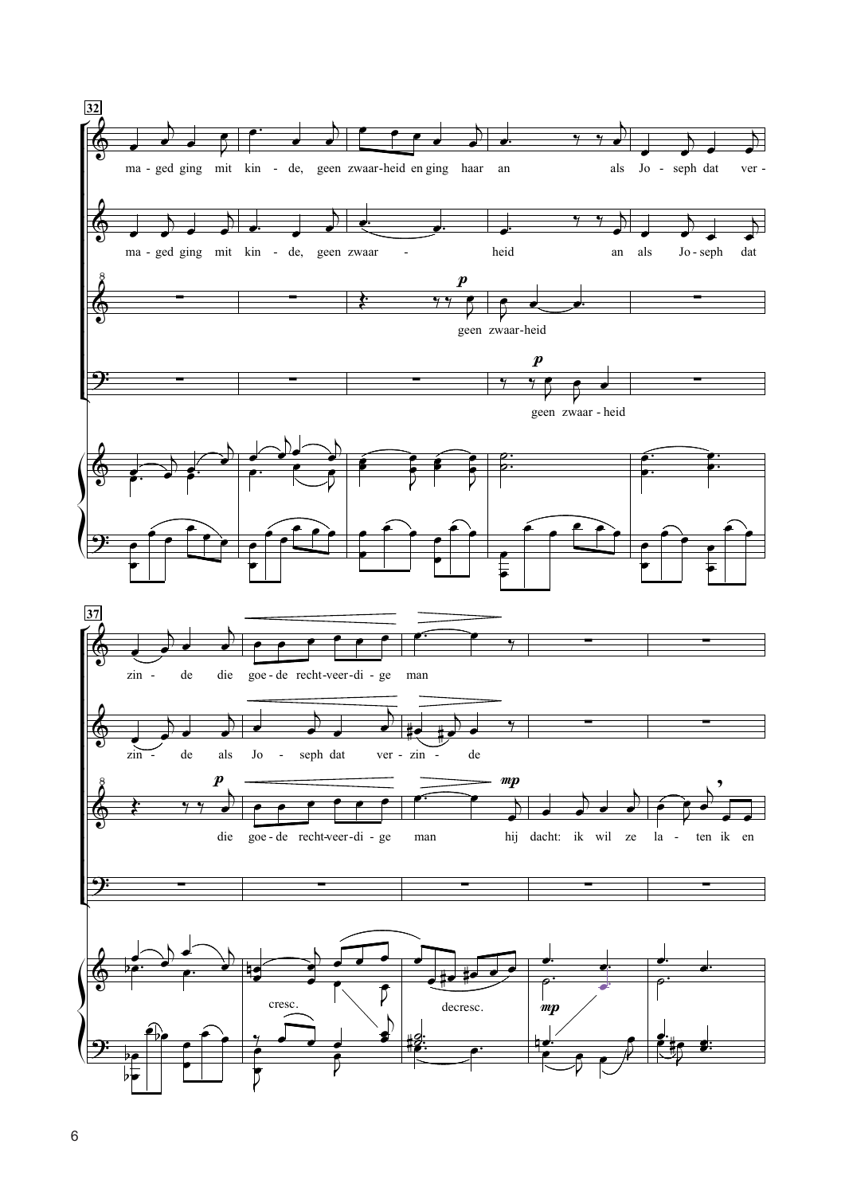32

ma - ged ging mit kin - de, geen zwaar-heid en ging haar an als Jo - seph dat ver -

ma - ged ging mit kin - de, geen zwaar - heid an als Jo - seph dat

*p*

geen zwaar-heid

*p*

geen zwaar - heid

37

zin - de die goe - de recht-veer-di - ge man

zin - de als Jo - seph dat ver - zin - de

*p* *mp*

die goe - de recht-veer-di - ge man hij dacht: ik wil ze la - ten ik en

cresc. decresc.

*mp*